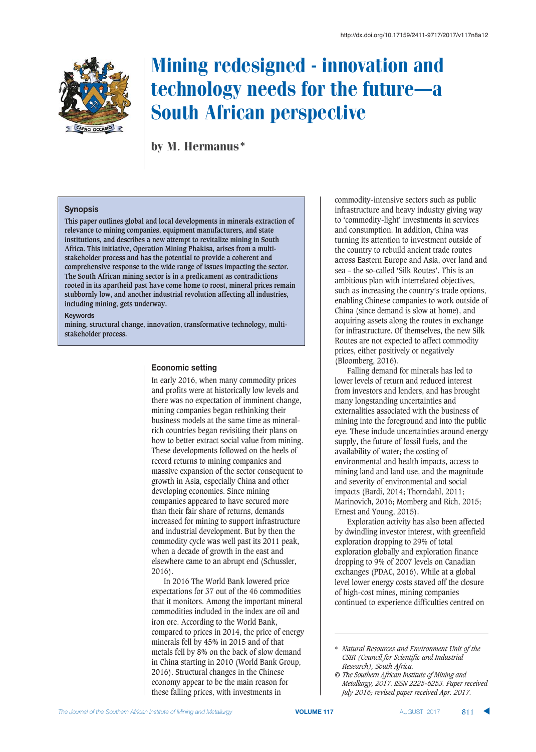http://dx.doi.org/10.17159/2411-9717/2017/v117n8a12

# Mining redesigned - innovation and technology needs for the future—a South African perspective

by M. Hermanus*

### Synopsis

**This paper outlines global and local developments in minerals extraction of relevance to mining companies, equipment manufacturers, and state institutions, and describes a new attempt to revitalize mining in South Africa. This initiative, Operation Mining Phakisa, arises from a multi-stakeholder process and has the potential to provide a coherent and comprehensive response to the wide range of issues impacting the sector. The South African mining sector is in a predicament as contradictions rooted in its apartheid past have come home to roost, mineral prices remain stubbornly low, and another industrial revolution affecting all industries, including mining, gets underway.**

### Keywords

**mining, structural change, innovation, transformative technology, multi-stakeholder process.**

## Economic setting

In early 2016, when many commodity prices and profits were at historically low levels and there was no expectation of imminent change, mining companies began rethinking their business models at the same time as mineral-rich countries began revisiting their plans on how to better extract social value from mining. These developments followed on the heels of record returns to mining companies and massive expansion of the sector consequent to growth in Asia, especially China and other developing economies. Since mining companies appeared to have secured more than their fair share of returns, demands increased for mining to support infrastructure and industrial development. But by then the commodity cycle was well past its 2011 peak, when a decade of growth in the east and elsewhere came to an abrupt end (Schussler, 2016).

In 2016 The World Bank lowered price expectations for 37 out of the 46 commodities that it monitors. Among the important mineral commodities included in the index are oil and iron ore. According to the World Bank, compared to prices in 2014, the price of energy minerals fell by 45% in 2015 and of that metals fell by 8% on the back of slow demand in China starting in 2010 (World Bank Group, 2016). Structural changes in the Chinese economy appear to be the main reason for these falling prices, with investments in commodity-intensive sectors such as public infrastructure and heavy industry giving way to 'commodity-light' investments in services and consumption. In addition, China was turning its attention to investment outside of the country to rebuild ancient trade routes across Eastern Europe and Asia, over land and sea – the so-called 'Silk Routes'. This is an ambitious plan with interrelated objectives, such as increasing the country's trade options, enabling Chinese companies to work outside of China (since demand is slow at home), and acquiring assets along the routes in exchange for infrastructure. Of themselves, the new Silk Routes are not expected to affect commodity prices, either positively or negatively (Bloomberg, 2016).

Falling demand for minerals has led to lower levels of return and reduced interest from investors and lenders, and has brought many longstanding uncertainties and externalities associated with the business of mining into the foreground and into the public eye. These include uncertainties around energy supply, the future of fossil fuels, and the availability of water; the costing of environmental and health impacts, access to mining land and land use, and the magnitude and severity of environmental and social impacts (Bardi, 2014; Thorndahl, 2011; Marinovich, 2016; Momberg and Rich, 2015; Ernest and Young, 2015).

Exploration activity has also been affected by dwindling investor interest, with greenfield exploration dropping to 29% of total exploration globally and exploration finance dropping to 9% of 2007 levels on Canadian exchanges (PDAC, 2016). While at a global level lower energy costs staved off the closure of high-cost mines, mining companies continued to experience difficulties centred on

---

\* *Natural Resources and Environment Unit of the CSIR (Council for Scientific and Industrial Research), South Africa.*

© *The Southern African Institute of Mining and Metallurgy, 2017. ISSN 2225-6253. Paper received July 2016; revised paper received Apr. 2017.*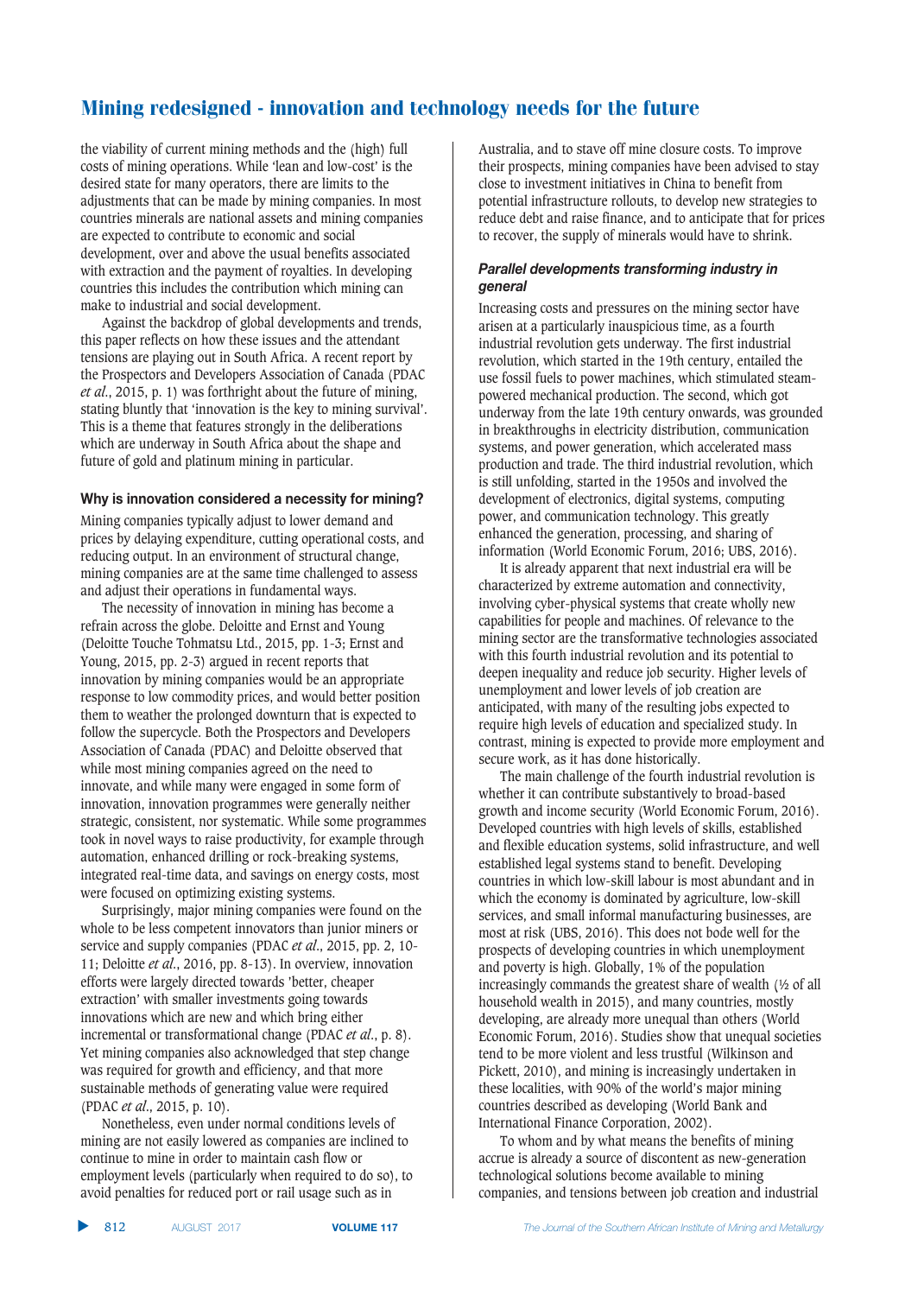the viability of current mining methods and the (high) full costs of mining operations. While 'lean and low-cost' is the desired state for many operators, there are limits to the adjustments that can be made by mining companies. In most countries minerals are national assets and mining companies are expected to contribute to economic and social development, over and above the usual benefits associated with extraction and the payment of royalties. In developing countries this includes the contribution which mining can make to industrial and social development.

Against the backdrop of global developments and trends, this paper reflects on how these issues and the attendant tensions are playing out in South Africa. A recent report by the Prospectors and Developers Association of Canada (PDAC *et al*., 2015, p. 1) was forthright about the future of mining, stating bluntly that 'innovation is the key to mining survival'. This is a theme that features strongly in the deliberations which are underway in South Africa about the shape and future of gold and platinum mining in particular.

## Why is innovation considered a necessity for mining?

Mining companies typically adjust to lower demand and prices by delaying expenditure, cutting operational costs, and reducing output. In an environment of structural change, mining companies are at the same time challenged to assess and adjust their operations in fundamental ways.

The necessity of innovation in mining has become a refrain across the globe. Deloitte and Ernst and Young (Deloitte Touche Tohmatsu Ltd., 2015, pp. 1-3; Ernst and Young, 2015, pp. 2-3) argued in recent reports that innovation by mining companies would be an appropriate response to low commodity prices, and would better position them to weather the prolonged downturn that is expected to follow the supercycle. Both the Prospectors and Developers Association of Canada (PDAC) and Deloitte observed that while most mining companies agreed on the need to innovate, and while many were engaged in some form of innovation, innovation programmes were generally neither strategic, consistent, nor systematic. While some programmes took in novel ways to raise productivity, for example through automation, enhanced drilling or rock-breaking systems, integrated real-time data, and savings on energy costs, most were focused on optimizing existing systems.

Surprisingly, major mining companies were found on the whole to be less competent innovators than junior miners or service and supply companies (PDAC *et al*., 2015, pp. 2, 10-11; Deloitte *et al*., 2016, pp. 8-13). In overview, innovation efforts were largely directed towards 'better, cheaper extraction' with smaller investments going towards innovations which are new and which bring either incremental or transformational change (PDAC *et al*., p. 8). Yet mining companies also acknowledged that step change was required for growth and efficiency, and that more sustainable methods of generating value were required (PDAC *et al*., 2015, p. 10).

Nonetheless, even under normal conditions levels of mining are not easily lowered as companies are inclined to continue to mine in order to maintain cash flow or employment levels (particularly when required to do so), to avoid penalties for reduced port or rail usage such as in Australia, and to stave off mine closure costs. To improve their prospects, mining companies have been advised to stay close to investment initiatives in China to benefit from potential infrastructure rollouts, to develop new strategies to reduce debt and raise finance, and to anticipate that for prices to recover, the supply of minerals would have to shrink.

### *Parallel developments transforming industry in general*

Increasing costs and pressures on the mining sector have arisen at a particularly inauspicious time, as a fourth industrial revolution gets underway. The first industrial revolution, which started in the 19th century, entailed the use fossil fuels to power machines, which stimulated steam-powered mechanical production. The second, which got underway from the late 19th century onwards, was grounded in breakthroughs in electricity distribution, communication systems, and power generation, which accelerated mass production and trade. The third industrial revolution, which is still unfolding, started in the 1950s and involved the development of electronics, digital systems, computing power, and communication technology. This greatly enhanced the generation, processing, and sharing of information (World Economic Forum, 2016; UBS, 2016).

It is already apparent that next industrial era will be characterized by extreme automation and connectivity, involving cyber-physical systems that create wholly new capabilities for people and machines. Of relevance to the mining sector are the transformative technologies associated with this fourth industrial revolution and its potential to deepen inequality and reduce job security. Higher levels of unemployment and lower levels of job creation are anticipated, with many of the resulting jobs expected to require high levels of education and specialized study. In contrast, mining is expected to provide more employment and secure work, as it has done historically.

The main challenge of the fourth industrial revolution is whether it can contribute substantively to broad-based growth and income security (World Economic Forum, 2016). Developed countries with high levels of skills, established and flexible education systems, solid infrastructure, and well established legal systems stand to benefit. Developing countries in which low-skill labour is most abundant and in which the economy is dominated by agriculture, low-skill services, and small informal manufacturing businesses, are most at risk (UBS, 2016). This does not bode well for the prospects of developing countries in which unemployment and poverty is high. Globally, 1% of the population increasingly commands the greatest share of wealth (½ of all household wealth in 2015), and many countries, mostly developing, are already more unequal than others (World Economic Forum, 2016). Studies show that unequal societies tend to be more violent and less trustful (Wilkinson and Pickett, 2010), and mining is increasingly undertaken in these localities, with 90% of the world's major mining countries described as developing (World Bank and International Finance Corporation, 2002).

To whom and by what means the benefits of mining accrue is already a source of discontent as new-generation technological solutions become available to mining companies, and tensions between job creation and industrial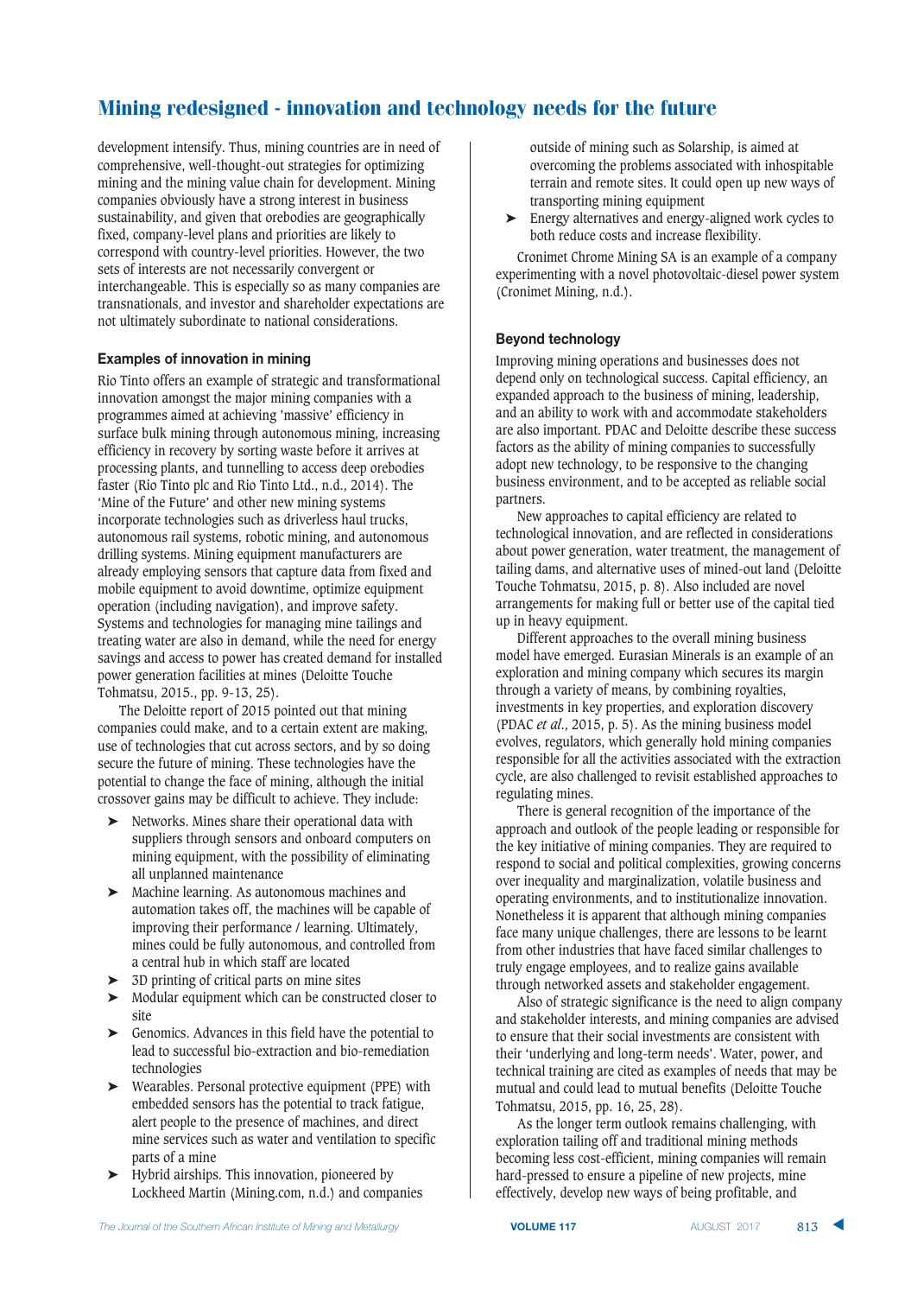development intensify. Thus, mining countries are in need of comprehensive, well-thought-out strategies for optimizing mining and the mining value chain for development. Mining companies obviously have a strong interest in business sustainability, and given that orebodies are geographically fixed, company-level plans and priorities are likely to correspond with country-level priorities. However, the two sets of interests are not necessarily convergent or interchangeable. This is especially so as many companies are transnationals, and investor and shareholder expectations are not ultimately subordinate to national considerations.

### Examples of innovation in mining

Rio Tinto offers an example of strategic and transformational innovation amongst the major mining companies with a programmes aimed at achieving 'massive' efficiency in surface bulk mining through autonomous mining, increasing efficiency in recovery by sorting waste before it arrives at processing plants, and tunnelling to access deep orebodies faster (Rio Tinto plc and Rio Tinto Ltd., n.d., 2014). The 'Mine of the Future' and other new mining systems incorporate technologies such as driverless haul trucks, autonomous rail systems, robotic mining, and autonomous drilling systems. Mining equipment manufacturers are already employing sensors that capture data from fixed and mobile equipment to avoid downtime, optimize equipment operation (including navigation), and improve safety. Systems and technologies for managing mine tailings and treating water are also in demand, while the need for energy savings and access to power has created demand for installed power generation facilities at mines (Deloitte Touche Tohmatsu, 2015., pp. 9-13, 25).

The Deloitte report of 2015 pointed out that mining companies could make, and to a certain extent are making, use of technologies that cut across sectors, and by so doing secure the future of mining. These technologies have the potential to change the face of mining, although the initial crossover gains may be difficult to achieve. They include:

- Networks. Mines share their operational data with suppliers through sensors and onboard computers on mining equipment, with the possibility of eliminating all unplanned maintenance
- Machine learning. As autonomous machines and automation takes off, the machines will be capable of improving their performance / learning. Ultimately, mines could be fully autonomous, and controlled from a central hub in which staff are located
- 3D printing of critical parts on mine sites
- Modular equipment which can be constructed closer to site
- Genomics. Advances in this field have the potential to lead to successful bio-extraction and bio-remediation technologies
- Wearables. Personal protective equipment (PPE) with embedded sensors has the potential to track fatigue, alert people to the presence of machines, and direct mine services such as water and ventilation to specific parts of a mine
- Hybrid airships. This innovation, pioneered by Lockheed Martin (Mining.com, n.d.) and companies outside of mining such as Solarship, is aimed at overcoming the problems associated with inhospitable terrain and remote sites. It could open up new ways of transporting mining equipment
- Energy alternatives and energy-aligned work cycles to both reduce costs and increase flexibility.

Cronimet Chrome Mining SA is an example of a company experimenting with a novel photovoltaic-diesel power system (Cronimet Mining, n.d.).

### Beyond technology

Improving mining operations and businesses does not depend only on technological success. Capital efficiency, an expanded approach to the business of mining, leadership, and an ability to work with and accommodate stakeholders are also important. PDAC and Deloitte describe these success factors as the ability of mining companies to successfully adopt new technology, to be responsive to the changing business environment, and to be accepted as reliable social partners.

New approaches to capital efficiency are related to technological innovation, and are reflected in considerations about power generation, water treatment, the management of tailing dams, and alternative uses of mined-out land (Deloitte Touche Tohmatsu, 2015, p. 8). Also included are novel arrangements for making full or better use of the capital tied up in heavy equipment.

Different approaches to the overall mining business model have emerged. Eurasian Minerals is an example of an exploration and mining company which secures its margin through a variety of means, by combining royalties, investments in key properties, and exploration discovery (PDAC *et al.*, 2015, p. 5). As the mining business model evolves, regulators, which generally hold mining companies responsible for all the activities associated with the extraction cycle, are also challenged to revisit established approaches to regulating mines.

There is general recognition of the importance of the approach and outlook of the people leading or responsible for the key initiative of mining companies. They are required to respond to social and political complexities, growing concerns over inequality and marginalization, volatile business and operating environments, and to institutionalize innovation. Nonetheless it is apparent that although mining companies face many unique challenges, there are lessons to be learnt from other industries that have faced similar challenges to truly engage employees, and to realize gains available through networked assets and stakeholder engagement.

Also of strategic significance is the need to align company and stakeholder interests, and mining companies are advised to ensure that their social investments are consistent with their 'underlying and long-term needs'. Water, power, and technical training are cited as examples of needs that may be mutual and could lead to mutual benefits (Deloitte Touche Tohmatsu, 2015, pp. 16, 25, 28).

As the longer term outlook remains challenging, with exploration tailing off and traditional mining methods becoming less cost-efficient, mining companies will remain hard-pressed to ensure a pipeline of new projects, mine effectively, develop new ways of being profitable, and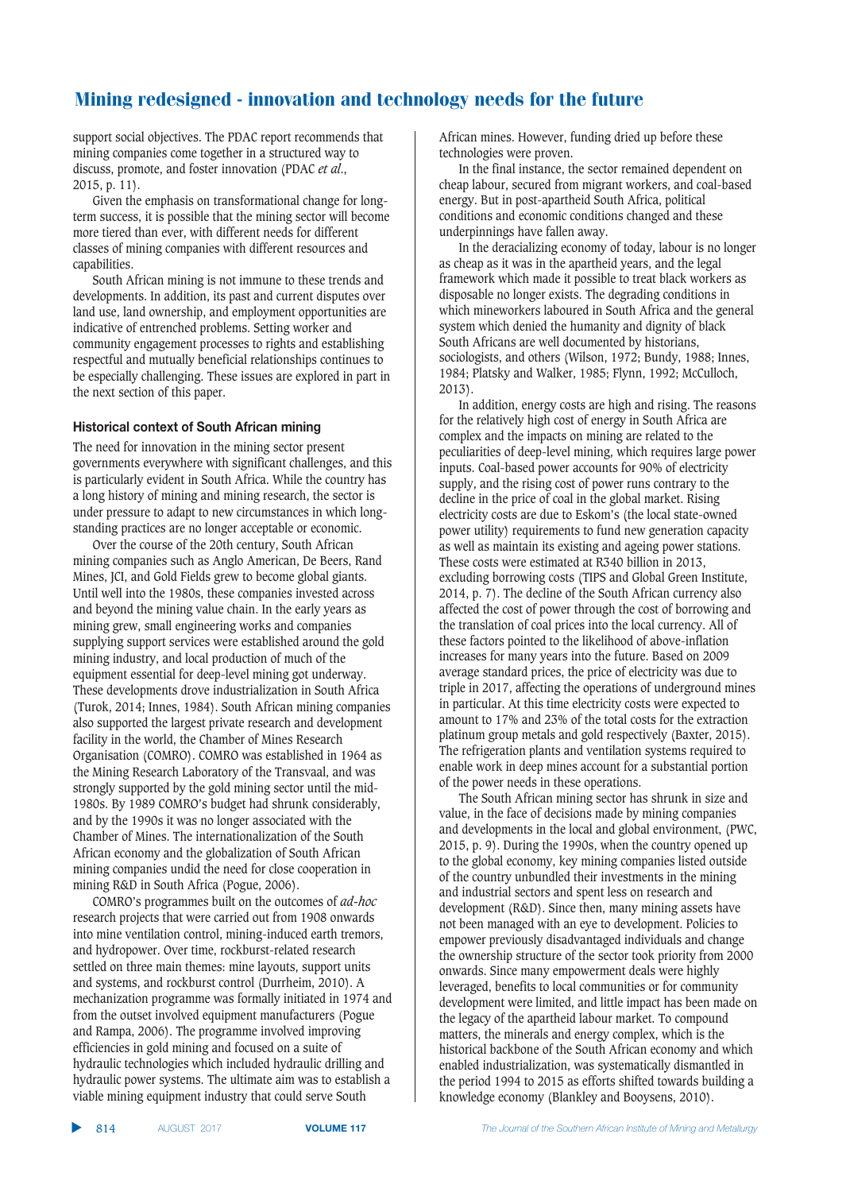support social objectives. The PDAC report recommends that mining companies come together in a structured way to discuss, promote, and foster innovation (PDAC *et al*., 2015, p. 11).

Given the emphasis on transformational change for long-term success, it is possible that the mining sector will become more tiered than ever, with different needs for different classes of mining companies with different resources and capabilities.

South African mining is not immune to these trends and developments. In addition, its past and current disputes over land use, land ownership, and employment opportunities are indicative of entrenched problems. Setting worker and community engagement processes to rights and establishing respectful and mutually beneficial relationships continues to be especially challenging. These issues are explored in part in the next section of this paper.

### Historical context of South African mining

The need for innovation in the mining sector present governments everywhere with significant challenges, and this is particularly evident in South Africa. While the country has a long history of mining and mining research, the sector is under pressure to adapt to new circumstances in which long-standing practices are no longer acceptable or economic.

Over the course of the 20th century, South African mining companies such as Anglo American, De Beers, Rand Mines, JCI, and Gold Fields grew to become global giants. Until well into the 1980s, these companies invested across and beyond the mining value chain. In the early years as mining grew, small engineering works and companies supplying support services were established around the gold mining industry, and local production of much of the equipment essential for deep-level mining got underway. These developments drove industrialization in South Africa (Turok, 2014; Innes, 1984). South African mining companies also supported the largest private research and development facility in the world, the Chamber of Mines Research Organisation (COMRO). COMRO was established in 1964 as the Mining Research Laboratory of the Transvaal, and was strongly supported by the gold mining sector until the mid-1980s. By 1989 COMRO's budget had shrunk considerably, and by the 1990s it was no longer associated with the Chamber of Mines. The internationalization of the South African economy and the globalization of South African mining companies undid the need for close cooperation in mining R&D in South Africa (Pogue, 2006).

COMRO's programmes built on the outcomes of *ad-hoc* research projects that were carried out from 1930 onwards into mine ventilation control, mining-induced earth tremors, and hydropower. Over time, rockburst-related research settled on three main themes: mine layouts, support units and systems, and rockburst control (Durrheim, 2010). A mechanization programme was formally initiated in 1974 and from the outset involved equipment manufacturers (Pogue and Rampa, 2006). The programme involved improving efficiencies in gold mining and focused on a suite of hydraulic technologies which included hydraulic drilling and hydraulic power systems. The ultimate aim was to establish a viable mining equipment industry that could serve South African mines. However, funding dried up before these technologies were proven.

In the final instance, the sector remained dependent on cheap labour, secured from migrant workers, and coal-based energy. But in post-apartheid South Africa, political conditions and economic conditions changed and these underpinnings have fallen away.

In the deracializing economy of today, labour is no longer as cheap as it was in the apartheid years, and the legal framework which made it possible to treat black workers as disposable no longer exists. The degrading conditions in which mineworkers laboured in South Africa and the general system which denied the humanity and dignity of black South Africans are well documented by historians, sociologists, and others (Wilson, 1972; Bundy, 1988; Innes, 1984; Platsky and Walker, 1985; Flynn, 1992; McCulloch, 2013).

In addition, energy costs are high and rising. The reasons for the relatively high cost of energy in South Africa are complex and the impacts on mining are related to the peculiarities of deep-level mining, which requires large power inputs. Coal-based power accounts for 90% of electricity supply, and the rising cost of power runs contrary to the decline in the price of coal in the global market. Rising electricity costs are due to Eskom's (the local state-owned power utility) requirements to fund new generation capacity as well as maintain its existing and ageing power stations. These costs were estimated at R340 billion in 2013, excluding borrowing costs (TIPS and Global Green Institute, 2014, p. 7). The decline of the South African currency also affected the cost of power through the cost of borrowing and the translation of coal prices into the local currency. All of these factors pointed to the likelihood of above-inflation increases for many years into the future. Based on 2009 average standard prices, the price of electricity was due to triple in 2017, affecting the operations of underground mines in particular. At this time electricity costs were expected to amount to 17% and 23% of the total costs for the extraction platinum group metals and gold respectively (Baxter, 2015). The refrigeration plants and ventilation systems required to enable work in deep mines account for a substantial portion of the power needs in these operations.

The South African mining sector has shrunk in size and value, in the face of decisions made by mining companies and developments in the local and global environment, (PWC, 2015, p. 9). During the 1990s, when the country opened up to the global economy, key mining companies listed outside of the country unbundled their investments in the mining and industrial sectors and spent less on research and development (R&D). Since then, many mining assets have not been managed with an eye to development. Policies to empower previously disadvantaged individuals and change the ownership structure of the sector took priority from 2000 onwards. Since many empowerment deals were highly leveraged, benefits to local communities or for community development were limited, and little impact has been made on the legacy of the apartheid labour market. To compound matters, the minerals and energy complex, which is the historical backbone of the South African economy and which enabled industrialization, was systematically dismantled in the period 1994 to 2015 as efforts shifted towards building a knowledge economy (Blankley and Booysens, 2010).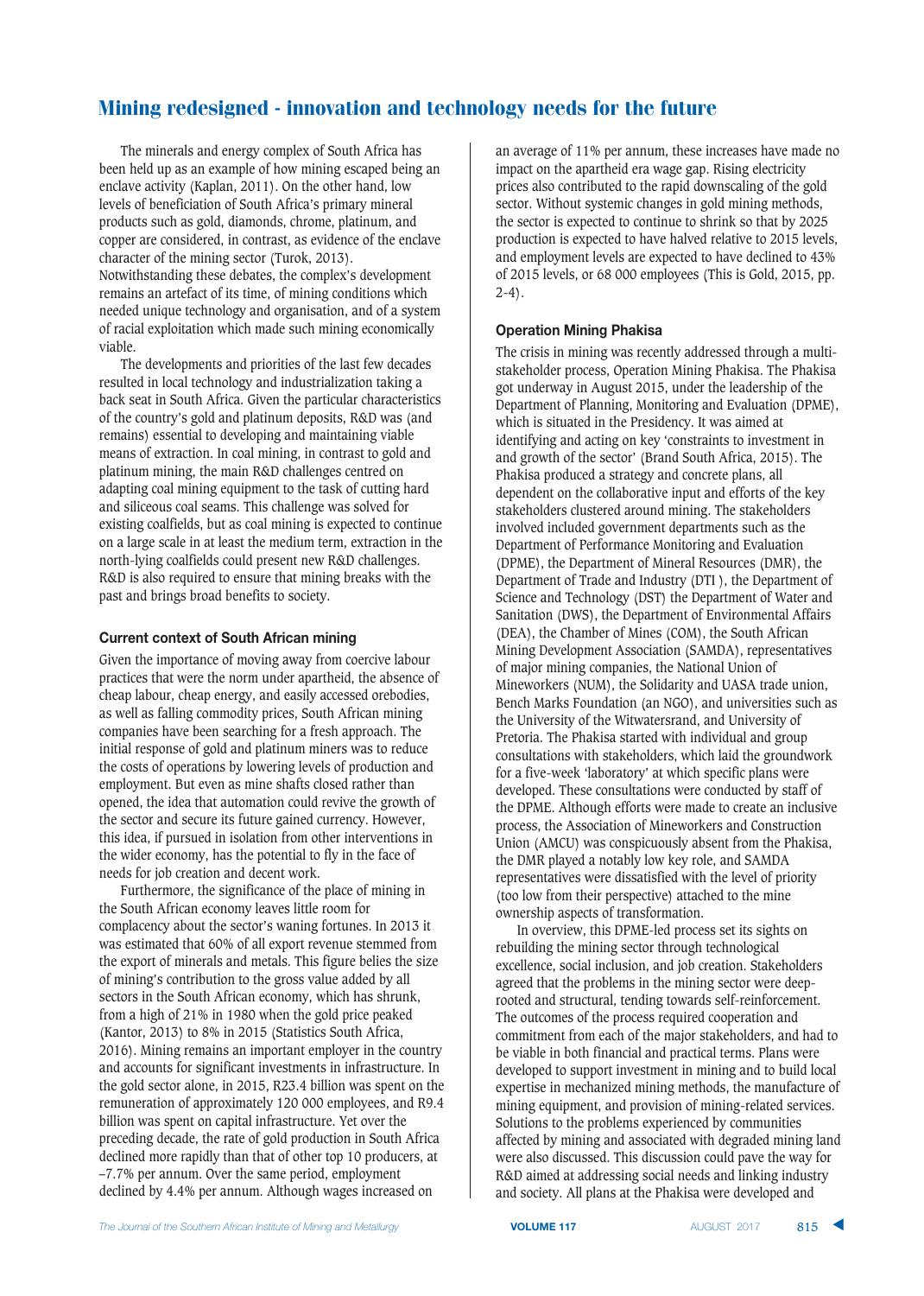The minerals and energy complex of South Africa has been held up as an example of how mining escaped being an enclave activity (Kaplan, 2011). On the other hand, low levels of beneficiation of South Africa's primary mineral products such as gold, diamonds, chrome, platinum, and copper are considered, in contrast, as evidence of the enclave character of the mining sector (Turok, 2013). Notwithstanding these debates, the complex's development remains an artefact of its time, of mining conditions which needed unique technology and organisation, and of a system of racial exploitation which made such mining economically viable.

The developments and priorities of the last few decades resulted in local technology and industrialization taking a back seat in South Africa. Given the particular characteristics of the country's gold and platinum deposits, R&D was (and remains) essential to developing and maintaining viable means of extraction. In coal mining, in contrast to gold and platinum mining, the main R&D challenges centred on adapting coal mining equipment to the task of cutting hard and siliceous coal seams. This challenge was solved for existing coalfields, but as coal mining is expected to continue on a large scale in at least the medium term, extraction in the north-lying coalfields could present new R&D challenges. R&D is also required to ensure that mining breaks with the past and brings broad benefits to society.

### Current context of South African mining

Given the importance of moving away from coercive labour practices that were the norm under apartheid, the absence of cheap labour, cheap energy, and easily accessed orebodies, as well as falling commodity prices, South African mining companies have been searching for a fresh approach. The initial response of gold and platinum miners was to reduce the costs of operations by lowering levels of production and employment. But even as mine shafts closed rather than opened, the idea that automation could revive the growth of the sector and secure its future gained currency. However, this idea, if pursued in isolation from other interventions in the wider economy, has the potential to fly in the face of needs for job creation and decent work.

Furthermore, the significance of the place of mining in the South African economy leaves little room for complacency about the sector's waning fortunes. In 2013 it was estimated that 60% of all export revenue stemmed from the export of minerals and metals. This figure belies the size of mining's contribution to the gross value added by all sectors in the South African economy, which has shrunk, from a high of 21% in 1980 when the gold price peaked (Kantor, 2013) to 8% in 2015 (Statistics South Africa, 2016). Mining remains an important employer in the country and accounts for significant investments in infrastructure. In the gold sector alone, in 2015, R23.4 billion was spent on the remuneration of approximately 120 000 employees, and R9.4 billion was spent on capital infrastructure. Yet over the preceding decade, the rate of gold production in South Africa declined more rapidly than that of other top 10 producers, at –7.7% per annum. Over the same period, employment declined by 4.4% per annum. Although wages increased on an average of 11% per annum, these increases have made no impact on the apartheid era wage gap. Rising electricity prices also contributed to the rapid downscaling of the gold sector. Without systemic changes in gold mining methods, the sector is expected to continue to shrink so that by 2025 production is expected to have halved relative to 2015 levels, and employment levels are expected to have declined to 43% of 2015 levels, or 68 000 employees (This is Gold, 2015, pp. 2-4).

### Operation Mining Phakisa

The crisis in mining was recently addressed through a multi-stakeholder process, Operation Mining Phakisa. The Phakisa got underway in August 2015, under the leadership of the Department of Planning, Monitoring and Evaluation (DPME), which is situated in the Presidency. It was aimed at identifying and acting on key 'constraints to investment in and growth of the sector' (Brand South Africa, 2015). The Phakisa produced a strategy and concrete plans, all dependent on the collaborative input and efforts of the key stakeholders clustered around mining. The stakeholders involved included government departments such as the Department of Performance Monitoring and Evaluation (DPME), the Department of Mineral Resources (DMR), the Department of Trade and Industry (DTI ), the Department of Science and Technology (DST) the Department of Water and Sanitation (DWS), the Department of Environmental Affairs (DEA), the Chamber of Mines (COM), the South African Mining Development Association (SAMDA), representatives of major mining companies, the National Union of Mineworkers (NUM), the Solidarity and UASA trade union, Bench Marks Foundation (an NGO), and universities such as the University of the Witwatersrand, and University of Pretoria. The Phakisa started with individual and group consultations with stakeholders, which laid the groundwork for a five-week 'laboratory' at which specific plans were developed. These consultations were conducted by staff of the DPME. Although efforts were made to create an inclusive process, the Association of Mineworkers and Construction Union (AMCU) was conspicuously absent from the Phakisa, the DMR played a notably low key role, and SAMDA representatives were dissatisfied with the level of priority (too low from their perspective) attached to the mine ownership aspects of transformation.

In overview, this DPME-led process set its sights on rebuilding the mining sector through technological excellence, social inclusion, and job creation. Stakeholders agreed that the problems in the mining sector were deep-rooted and structural, tending towards self-reinforcement. The outcomes of the process required cooperation and commitment from each of the major stakeholders, and had to be viable in both financial and practical terms. Plans were developed to support investment in mining and to build local expertise in mechanized mining methods, the manufacture of mining equipment, and provision of mining-related services. Solutions to the problems experienced by communities affected by mining and associated with degraded mining land were also discussed. This discussion could pave the way for R&D aimed at addressing social needs and linking industry and society. All plans at the Phakisa were developed and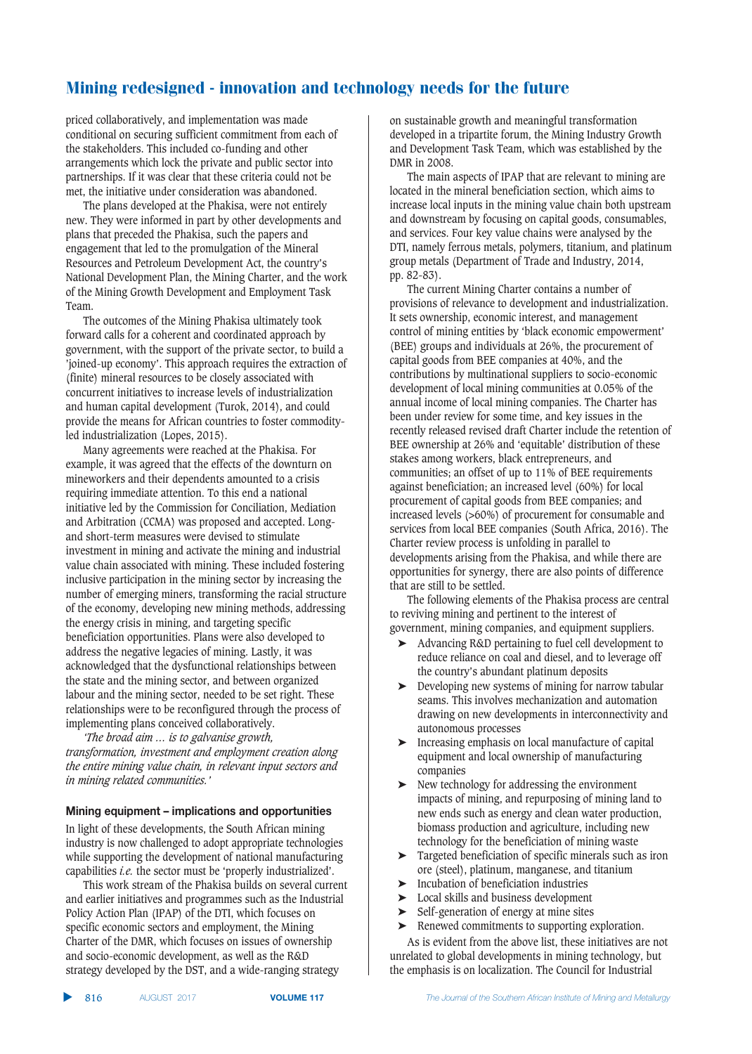priced collaboratively, and implementation was made conditional on securing sufficient commitment from each of the stakeholders. This included co-funding and other arrangements which lock the private and public sector into partnerships. If it was clear that these criteria could not be met, the initiative under consideration was abandoned.

The plans developed at the Phakisa, were not entirely new. They were informed in part by other developments and plans that preceded the Phakisa, such the papers and engagement that led to the promulgation of the Mineral Resources and Petroleum Development Act, the country's National Development Plan, the Mining Charter, and the work of the Mining Growth Development and Employment Task Team.

The outcomes of the Mining Phakisa ultimately took forward calls for a coherent and coordinated approach by government, with the support of the private sector, to build a 'joined-up economy'. This approach requires the extraction of (finite) mineral resources to be closely associated with concurrent initiatives to increase levels of industrialization and human capital development (Turok, 2014), and could provide the means for African countries to foster commodity-led industrialization (Lopes, 2015).

Many agreements were reached at the Phakisa. For example, it was agreed that the effects of the downturn on mineworkers and their dependents amounted to a crisis requiring immediate attention. To this end a national initiative led by the Commission for Conciliation, Mediation and Arbitration (CCMA) was proposed and accepted. Long- and short-term measures were devised to stimulate investment in mining and activate the mining and industrial value chain associated with mining. These included fostering inclusive participation in the mining sector by increasing the number of emerging miners, transforming the racial structure of the economy, developing new mining methods, addressing the energy crisis in mining, and targeting specific beneficiation opportunities. Plans were also developed to address the negative legacies of mining. Lastly, it was acknowledged that the dysfunctional relationships between the state and the mining sector, and between organized labour and the mining sector, needed to be set right. These relationships were to be reconfigured through the process of implementing plans conceived collaboratively.

*'The broad aim ... is to galvanise growth, transformation, investment and employment creation along the entire mining value chain, in relevant input sectors and in mining related communities.'*

## Mining equipment – implications and opportunities

In light of these developments, the South African mining industry is now challenged to adopt appropriate technologies while supporting the development of national manufacturing capabilities *i.e.* the sector must be 'properly industrialized'.

This work stream of the Phakisa builds on several current and earlier initiatives and programmes such as the Industrial Policy Action Plan (IPAP) of the DTI, which focuses on specific economic sectors and employment, the Mining Charter of the DMR, which focuses on issues of ownership and socio-economic development, as well as the R&D strategy developed by the DST, and a wide-ranging strategy on sustainable growth and meaningful transformation developed in a tripartite forum, the Mining Industry Growth and Development Task Team, which was established by the DMR in 2008.

The main aspects of IPAP that are relevant to mining are located in the mineral beneficiation section, which aims to increase local inputs in the mining value chain both upstream and downstream by focusing on capital goods, consumables, and services. Four key value chains were analysed by the DTI, namely ferrous metals, polymers, titanium, and platinum group metals (Department of Trade and Industry, 2014, pp. 82-83).

The current Mining Charter contains a number of provisions of relevance to development and industrialization. It sets ownership, economic interest, and management control of mining entities by 'black economic empowerment' (BEE) groups and individuals at 26%, the procurement of capital goods from BEE companies at 40%, and the contributions by multinational suppliers to socio-economic development of local mining communities at 0.05% of the annual income of local mining companies. The Charter has been under review for some time, and key issues in the recently released revised draft Charter include the retention of BEE ownership at 26% and 'equitable' distribution of these stakes among workers, black entrepreneurs, and communities; an offset of up to 11% of BEE requirements against beneficiation; an increased level (60%) for local procurement of capital goods from BEE companies; and increased levels (>60%) of procurement for consumable and services from local BEE companies (South Africa, 2016). The Charter review process is unfolding in parallel to developments arising from the Phakisa, and while there are opportunities for synergy, there are also points of difference that are still to be settled.

The following elements of the Phakisa process are central to reviving mining and pertinent to the interest of government, mining companies, and equipment suppliers.

- Advancing R&D pertaining to fuel cell development to reduce reliance on coal and diesel, and to leverage off the country's abundant platinum deposits
- Developing new systems of mining for narrow tabular seams. This involves mechanization and automation drawing on new developments in interconnectivity and autonomous processes
- Increasing emphasis on local manufacture of capital equipment and local ownership of manufacturing companies
- New technology for addressing the environment impacts of mining, and repurposing of mining land to new ends such as energy and clean water production, biomass production and agriculture, including new technology for the beneficiation of mining waste
- Targeted beneficiation of specific minerals such as iron ore (steel), platinum, manganese, and titanium
- Incubation of beneficiation industries
- Local skills and business development
- Self-generation of energy at mine sites
- Renewed commitments to supporting exploration.

As is evident from the above list, these initiatives are not unrelated to global developments in mining technology, but the emphasis is on localization. The Council for Industrial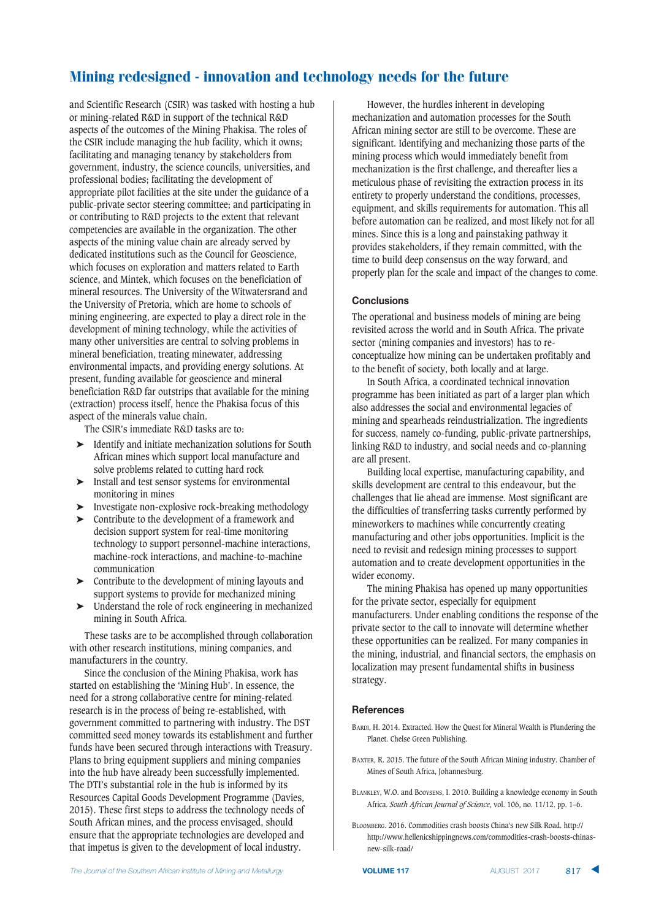and Scientific Research (CSIR) was tasked with hosting a hub or mining-related R&D in support of the technical R&D aspects of the outcomes of the Mining Phakisa. The roles of the CSIR include managing the hub facility, which it owns; facilitating and managing tenancy by stakeholders from government, industry, the science councils, universities, and professional bodies; facilitating the development of appropriate pilot facilities at the site under the guidance of a public-private sector steering committee; and participating in or contributing to R&D projects to the extent that relevant competencies are available in the organization. The other aspects of the mining value chain are already served by dedicated institutions such as the Council for Geoscience, which focuses on exploration and matters related to Earth science, and Mintek, which focuses on the beneficiation of mineral resources. The University of the Witwatersrand and the University of Pretoria, which are home to schools of mining engineering, are expected to play a direct role in the development of mining technology, while the activities of many other universities are central to solving problems in mineral beneficiation, treating minewater, addressing environmental impacts, and providing energy solutions. At present, funding available for geoscience and mineral beneficiation R&D far outstrips that available for the mining (extraction) process itself, hence the Phakisa focus of this aspect of the minerals value chain.

The CSIR's immediate R&D tasks are to:

- Identify and initiate mechanization solutions for South African mines which support local manufacture and solve problems related to cutting hard rock
- Install and test sensor systems for environmental monitoring in mines
- Investigate non-explosive rock-breaking methodology
- Contribute to the development of a framework and decision support system for real-time monitoring technology to support personnel-machine interactions, machine-rock interactions, and machine-to-machine communication
- Contribute to the development of mining layouts and support systems to provide for mechanized mining
- Understand the role of rock engineering in mechanized mining in South Africa.

These tasks are to be accomplished through collaboration with other research institutions, mining companies, and manufacturers in the country.

Since the conclusion of the Mining Phakisa, work has started on establishing the 'Mining Hub'. In essence, the need for a strong collaborative centre for mining-related research is in the process of being re-established, with government committed to partnering with industry. The DST committed seed money towards its establishment and further funds have been secured through interactions with Treasury. Plans to bring equipment suppliers and mining companies into the hub have already been successfully implemented. The DTI's substantial role in the hub is informed by its Resources Capital Goods Development Programme (Davies, 2015). These first steps to address the technology needs of South African mines, and the process envisaged, should ensure that the appropriate technologies are developed and that impetus is given to the development of local industry.

However, the hurdles inherent in developing mechanization and automation processes for the South African mining sector are still to be overcome. These are significant. Identifying and mechanizing those parts of the mining process which would immediately benefit from mechanization is the first challenge, and thereafter lies a meticulous phase of revisiting the extraction process in its entirety to properly understand the conditions, processes, equipment, and skills requirements for automation. This all before automation can be realized, and most likely not for all mines. Since this is a long and painstaking pathway it provides stakeholders, if they remain committed, with the time to build deep consensus on the way forward, and properly plan for the scale and impact of the changes to come.

## Conclusions

The operational and business models of mining are being revisited across the world and in South Africa. The private sector (mining companies and investors) has to re-conceptualize how mining can be undertaken profitably and to the benefit of society, both locally and at large.

In South Africa, a coordinated technical innovation programme has been initiated as part of a larger plan which also addresses the social and environmental legacies of mining and spearheads reindustrialization. The ingredients for success, namely co-funding, public-private partnerships, linking R&D to industry, and social needs and co-planning are all present.

Building local expertise, manufacturing capability, and skills development are central to this endeavour, but the challenges that lie ahead are immense. Most significant are the difficulties of transferring tasks currently performed by mineworkers to machines while concurrently creating manufacturing and other jobs opportunities. Implicit is the need to revisit and redesign mining processes to support automation and to create development opportunities in the wider economy.

The mining Phakisa has opened up many opportunities for the private sector, especially for equipment manufacturers. Under enabling conditions the response of the private sector to the call to innovate will determine whether these opportunities can be realized. For many companies in the mining, industrial, and financial sectors, the emphasis on localization may present fundamental shifts in business strategy.

## References

Bardi, H. 2014. Extracted. How the Quest for Mineral Wealth is Plundering the Planet. Chelse Green Publishing.

Baxter, R. 2015. The future of the South African Mining industry. Chamber of Mines of South Africa, Johannesburg.

Blankley, W.O. and Booysens, I. 2010. Building a knowledge economy in South Africa. *South African Journal of Science*, vol. 106, no. 11/12. pp. 1–6.

Bloomberg. 2016. Commodities crash boosts China's new Silk Road. http:// http://www.hellenicshippingnews.com/commodities-crash-boosts-chinas-new-silk-road/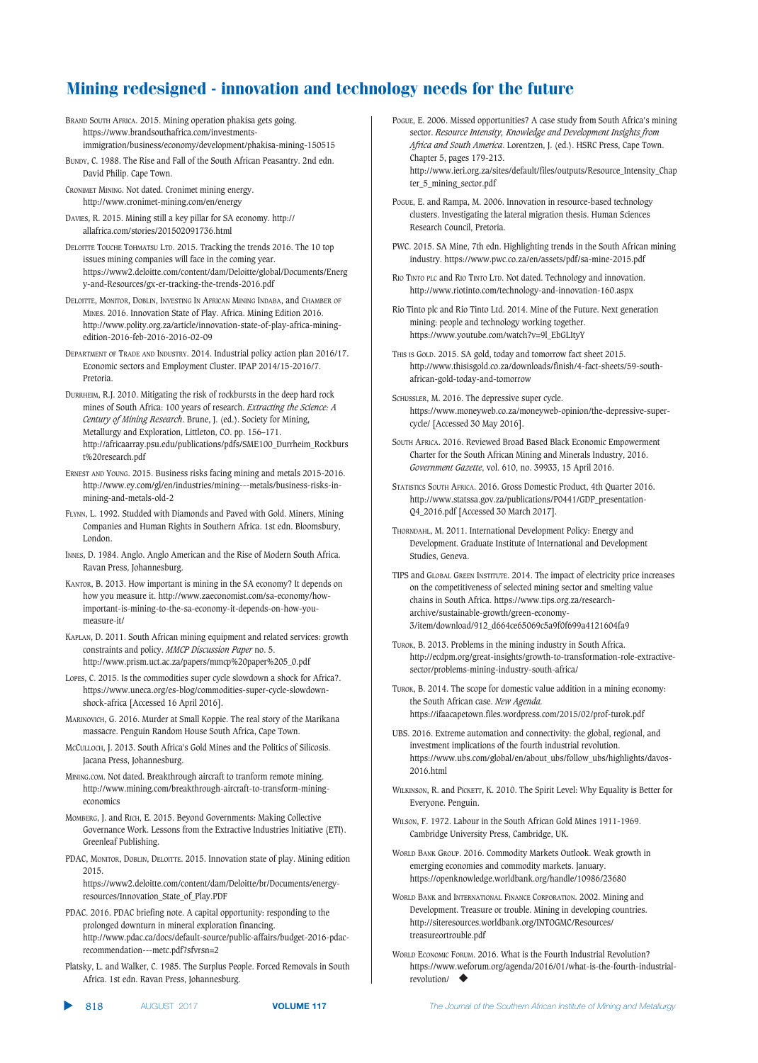Brand South Africa. 2015. Mining operation phakisa gets going. https://www.brandsouthafrica.com/investments-immigration/business/economy/development/phakisa-mining-150515

Bundy, C. 1988. The Rise and Fall of the South African Peasantry. 2nd edn. David Philip. Cape Town.

Cronimet Mining. Not dated. Cronimet mining energy. http://www.cronimet-mining.com/en/energy

Davies, R. 2015. Mining still a key pillar for SA economy. http://allafrica.com/stories/201502091736.html

Deloitte Touche Tohmatsu Ltd. 2015. Tracking the trends 2016. The 10 top issues mining companies will face in the coming year. https://www2.deloitte.com/content/dam/Deloitte/global/Documents/Energy-and-Resources/gx-er-tracking-the-trends-2016.pdf

Deloitte, Monitor, Doblin, Investing In African Mining Indaba, and Chamber of Mines. 2016. Innovation State of Play. Africa. Mining Edition 2016. http://www.polity.org.za/article/innovation-state-of-play-africa-mining-edition-2016-feb-2016-2016-02-09

Department of Trade and Industry. 2014. Industrial policy action plan 2016/17. Economic sectors and Employment Cluster. IPAP 2014/15-2016/7. Pretoria.

Durrheim, R.J. 2010. Mitigating the risk of rockbursts in the deep hard rock mines of South Africa: 100 years of research. *Extracting the Science: A Century of Mining Research*. Brune, J. (ed.). Society for Mining, Metallurgy and Exploration, Littleton, CO. pp. 156–171. http://africaarray.psu.edu/publications/pdfs/SME100_Durrheim_Rockburst%20research.pdf

Ernest and Young. 2015. Business risks facing mining and metals 2015-2016. http://www.ey.com/gl/en/industries/mining---metals/business-risks-in-mining-and-metals-old-2

Flynn, L. 1992. Studded with Diamonds and Paved with Gold. Miners, Mining Companies and Human Rights in Southern Africa. 1st edn. Bloomsbury, London.

Innes, D. 1984. Anglo. Anglo American and the Rise of Modern South Africa. Ravan Press, Johannesburg.

Kantor, B. 2013. How important is mining in the SA economy? It depends on how you measure it. http://www.zaeconomist.com/sa-economy/how-important-is-mining-to-the-sa-economy-it-depends-on-how-you-measure-it/

Kaplan, D. 2011. South African mining equipment and related services: growth constraints and policy. *MMCP Discussion Paper* no. 5. http://www.prism.uct.ac.za/papers/mmcp%20paper%205_0.pdf

Lopes, C. 2015. Is the commodities super cycle slowdown a shock for Africa?. https://www.uneca.org/es-blog/commodities-super-cycle-slowdown-shock-africa [Accessed 16 April 2016].

Marinovich, G. 2016. Murder at Small Koppie. The real story of the Marikana massacre. Penguin Random House South Africa, Cape Town.

McCulloch, J. 2013. South Africa's Gold Mines and the Politics of Silicosis. Jacana Press, Johannesburg.

Mining.com. Not dated. Breakthrough aircraft to tranform remote mining. http://www.mining.com/breakthrough-aircraft-to-transform-mining-economics

Momberg, J. and Rich, E. 2015. Beyond Governments: Making Collective Governance Work. Lessons from the Extractive Industries Initiative (ETI). Greenleaf Publishing.

PDAC, Monitor, Doblin, Deloitte. 2015. Innovation state of play. Mining edition 2015. https://www2.deloitte.com/content/dam/Deloitte/br/Documents/energy-resources/Innovation_State_of_Play.PDF

PDAC. 2016. PDAC briefing note. A capital opportunity: responding to the prolonged downturn in mineral exploration financing. http://www.pdac.ca/docs/default-source/public-affairs/budget-2016-pdac-recommendation---metc.pdf?sfvrsn=2

Platsky, L. and Walker, C. 1985. The Surplus People. Forced Removals in South Africa. 1st edn. Ravan Press, Johannesburg.

Pogue, E. 2006. Missed opportunities? A case study from South Africa's mining sector. *Resource Intensity, Knowledge and Development Insights from Africa and South America*. Lorentzen, J. (ed.). HSRC Press, Cape Town. Chapter 5, pages 179-213. http://www.ieri.org.za/sites/default/files/outputs/Resource_Intensity_Chapter_5_mining_sector.pdf

Pogue, E. and Rampa, M. 2006. Innovation in resource-based technology clusters. Investigating the lateral migration thesis. Human Sciences Research Council, Pretoria.

PWC. 2015. SA Mine, 7th edn. Highlighting trends in the South African mining industry. https://www.pwc.co.za/en/assets/pdf/sa-mine-2015.pdf

Rio Tinto plc and Rio Tinto Ltd. Not dated. Technology and innovation. http://www.riotinto.com/technology-and-innovation-160.aspx

Rio Tinto plc and Rio Tinto Ltd. 2014. Mine of the Future. Next generation mining: people and technology working together. https://www.youtube.com/watch?v=9l_EbGLItyY

This is Gold. 2015. SA gold, today and tomorrow fact sheet 2015. http://www.thisisgold.co.za/downloads/finish/4-fact-sheets/59-south-african-gold-today-and-tomorrow

Schussler, M. 2016. The depressive super cycle. https://www.moneyweb.co.za/moneyweb-opinion/the-depressive-super-cycle/ [Accessed 30 May 2016].

South Africa. 2016. Reviewed Broad Based Black Economic Empowerment Charter for the South African Mining and Minerals Industry, 2016. *Government Gazette*, vol. 610, no. 39933, 15 April 2016.

Statistics South Africa. 2016. Gross Domestic Product, 4th Quarter 2016. http://ecdpm.org/statssa.gov.za/publications/P0441/GDP_presentation-Q4_2016.pdf [Accessed 30 March 2017].

Thorndahl, M. 2011. International Development Policy: Energy and Development. Graduate Institute of International and Development Studies, Geneva.

TIPS and Global Green Institute. 2014. The impact of electricity price increases on the competitiveness of selected mining sector and smelting value chains in South Africa. https://www.tips.org.za/research-archive/sustainable-growth/green-economy-3/item/download/912_d664ce65069c5a9f0f699a4121604fa9

Turok, B. 2013. Problems in the mining industry in South Africa. http://ecdpm.org/great-insights/growth-to-transformation-role-extractive-sector/problems-mining-industry-south-africa/

Turok, B. 2014. The scope for domestic value addition in a mining economy: the South African case. *New Agenda.* https://ifaacapetown.files.wordpress.com/2015/02/prof-turok.pdf

UBS. 2016. Extreme automation and connectivity: the global, regional, and investment implications of the fourth industrial revolution. https://www.ubs.com/global/en/about_ubs/follow_ubs/highlights/davos-2016.html

Wilkinson, R. and Pickett, K. 2010. The Spirit Level: Why Equality is Better for Everyone. Penguin.

Wilson, F. 1972. Labour in the South African Gold Mines 1911-1969. Cambridge University Press, Cambridge, UK.

World Bank Group. 2016. Commodity Markets Outlook. Weak growth in emerging economies and commodity markets. January. https://openknowledge.worldbank.org/handle/10986/23680

World Bank and International Finance Corporation. 2002. Mining and Development. Treasure or trouble. Mining in developing countries. http://siteresources.worldbank.org/INTOGMC/Resources/treasureortrouble.pdf

World Economic Forum. 2016. What is the Fourth Industrial Revolution? https://www.weforum.org/agenda/2016/01/what-is-the-fourth-industrial-revolution/ ◆